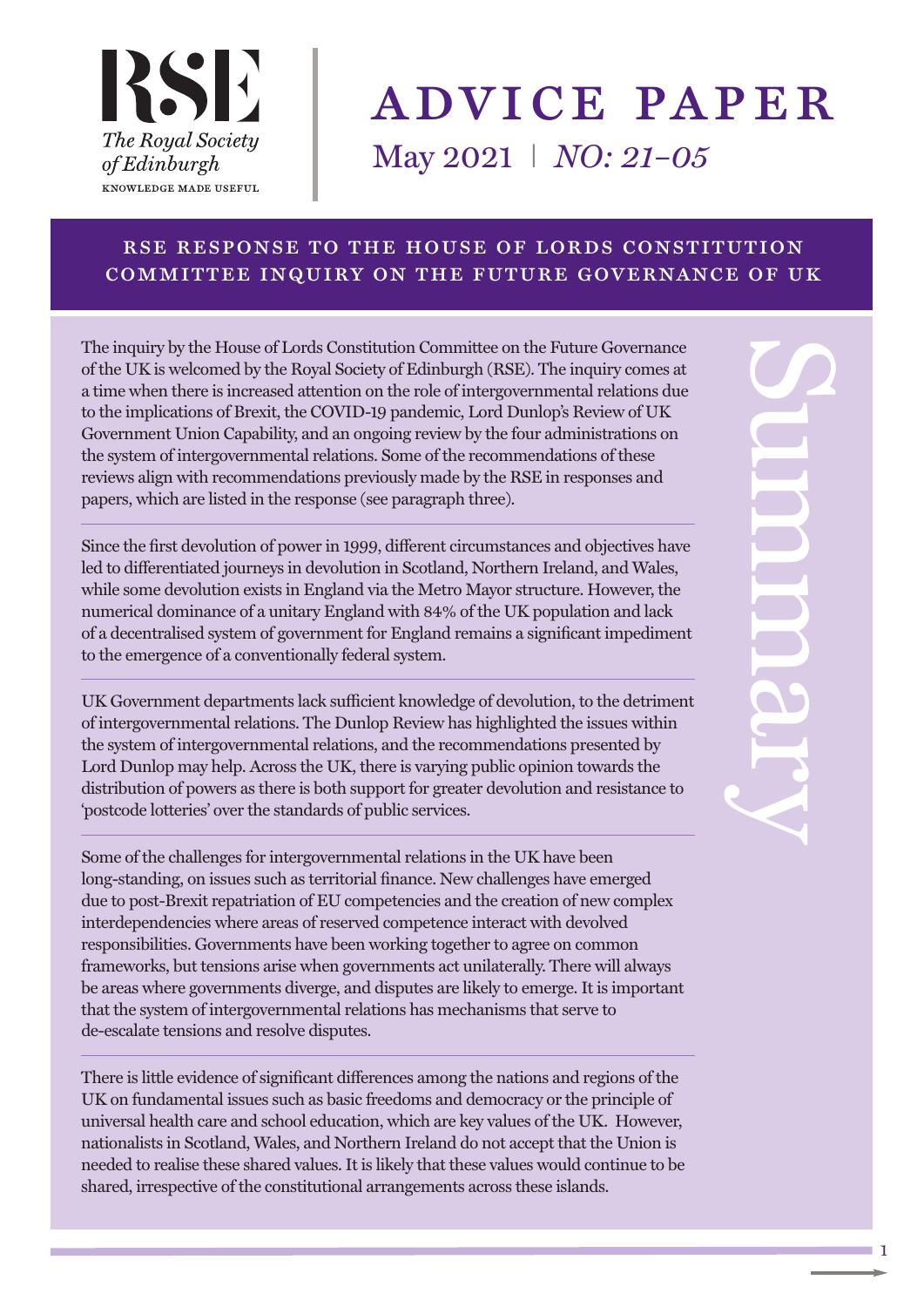RSE

*The Royal Society of Edinburgh*

KNOWLEDGE MADE USEFUL

# ADVICE PAPER

May 2021 | *NO: 21-05*

## RSE RESPONSE TO THE HOUSE OF LORDS CONSTITUTION COMMITTEE INQUIRY ON THE FUTURE GOVERNANCE OF UK

### Summary

The inquiry by the House of Lords Constitution Committee on the Future Governance of the UK is welcomed by the Royal Society of Edinburgh (RSE). The inquiry comes at a time when there is increased attention on the role of intergovernmental relations due to the implications of Brexit, the COVID-19 pandemic, Lord Dunlop's Review of UK Government Union Capability, and an ongoing review by the four administrations on the system of intergovernmental relations. Some of the recommendations of these reviews align with recommendations previously made by the RSE in responses and papers, which are listed in the response (see paragraph three).

Since the first devolution of power in 1999, different circumstances and objectives have led to differentiated journeys in devolution in Scotland, Northern Ireland, and Wales, while some devolution exists in England via the Metro Mayor structure. However, the numerical dominance of a unitary England with 84% of the UK population and lack of a decentralised system of government for England remains a significant impediment to the emergence of a conventionally federal system.

UK Government departments lack sufficient knowledge of devolution, to the detriment of intergovernmental relations. The Dunlop Review has highlighted the issues within the system of intergovernmental relations, and the recommendations presented by Lord Dunlop may help. Across the UK, there is varying public opinion towards the distribution of powers as there is both support for greater devolution and resistance to 'postcode lotteries' over the standards of public services.

Some of the challenges for intergovernmental relations in the UK have been long-standing, on issues such as territorial finance. New challenges have emerged due to post-Brexit repatriation of EU competencies and the creation of new complex interdependencies where areas of reserved competence interact with devolved responsibilities. Governments have been working together to agree on common frameworks, but tensions arise when governments act unilaterally. There will always be areas where governments diverge, and disputes are likely to emerge. It is important that the system of intergovernmental relations has mechanisms that serve to de-escalate tensions and resolve disputes.

There is little evidence of significant differences among the nations and regions of the UK on fundamental issues such as basic freedoms and democracy or the principle of universal health care and school education, which are key values of the UK. However, nationalists in Scotland, Wales, and Northern Ireland do not accept that the Union is needed to realise these shared values. It is likely that these values would continue to be shared, irrespective of the constitutional arrangements across these islands.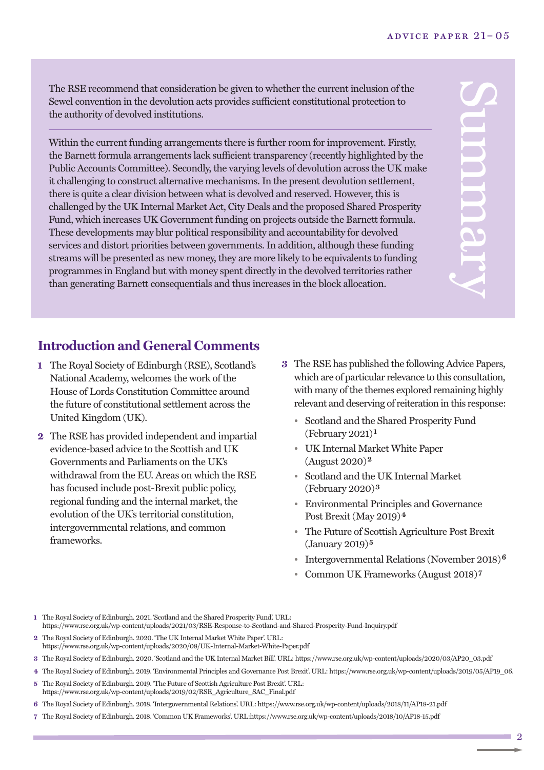## Summary

The RSE recommend that consideration be given to whether the current inclusion of the Sewel convention in the devolution acts provides sufficient constitutional protection to the authority of devolved institutions.

Within the current funding arrangements there is further room for improvement. Firstly, the Barnett formula arrangements lack sufficient transparency (recently highlighted by the Public Accounts Committee). Secondly, the varying levels of devolution across the UK make it challenging to construct alternative mechanisms. In the present devolution settlement, there is quite a clear division between what is devolved and reserved. However, this is challenged by the UK Internal Market Act, City Deals and the proposed Shared Prosperity Fund, which increases UK Government funding on projects outside the Barnett formula. These developments may blur political responsibility and accountability for devolved services and distort priorities between governments. In addition, although these funding streams will be presented as new money, they are more likely to be equivalents to funding programmes in England but with money spent directly in the devolved territories rather than generating Barnett consequentials and thus increases in the block allocation.

## Introduction and General Comments

**1** The Royal Society of Edinburgh (RSE), Scotland's National Academy, welcomes the work of the House of Lords Constitution Committee around the future of constitutional settlement across the United Kingdom (UK).

**2** The RSE has provided independent and impartial evidence-based advice to the Scottish and UK Governments and Parliaments on the UK's withdrawal from the EU. Areas on which the RSE has focused include post-Brexit public policy, regional funding and the internal market, the evolution of the UK's territorial constitution, intergovernmental relations, and common frameworks.

**3** The RSE has published the following Advice Papers, which are of particular relevance to this consultation, with many of the themes explored remaining highly relevant and deserving of reiteration in this response:

- Scotland and the Shared Prosperity Fund (February 2021)[1]
- UK Internal Market White Paper (August 2020)[2]
- Scotland and the UK Internal Market (February 2020)[3]
- Environmental Principles and Governance Post Brexit (May 2019)[4]
- The Future of Scottish Agriculture Post Brexit (January 2019)[5]
- Intergovernmental Relations (November 2018)[6]
- Common UK Frameworks (August 2018)[7]

---

**1** The Royal Society of Edinburgh. 2021. 'Scotland and the Shared Prosperity Fund'. URL: https://www.rse.org.uk/wp-content/uploads/2021/03/RSE-Response-to-Scotland-and-Shared-Prosperity-Fund-Inquiry.pdf

**2** The Royal Society of Edinburgh. 2020. 'The UK Internal Market White Paper'. URL: https://www.rse.org.uk/wp-content/uploads/2020/08/UK-Internal-Market-White-Paper.pdf

**3** The Royal Society of Edinburgh. 2020. 'Scotland and the UK Internal Market Bill'. URL: https://www.rse.org.uk/wp-content/uploads/2020/03/AP20_03.pdf

**4** The Royal Society of Edinburgh. 2019. 'Environmental Principles and Governance Post Brexit'. URL: https://www.rse.org.uk/wp-content/uploads/2019/05/AP19_06.

**5** The Royal Society of Edinburgh. 2019. 'The Future of Scottish Agriculture Post Brexit'. URL: https://www.rse.org.uk/wp-content/uploads/2019/02/RSE_Agriculture_SAC_Final.pdf

**6** The Royal Society of Edinburgh. 2018. 'Intergovernmental Relations'. URL: https://www.rse.org.uk/wp-content/uploads/2018/11/AP18-21.pdf

**7** The Royal Society of Edinburgh. 2018. 'Common UK Frameworks'. URL:https://www.rse.org.uk/wp-content/uploads/2018/10/AP18-15.pdf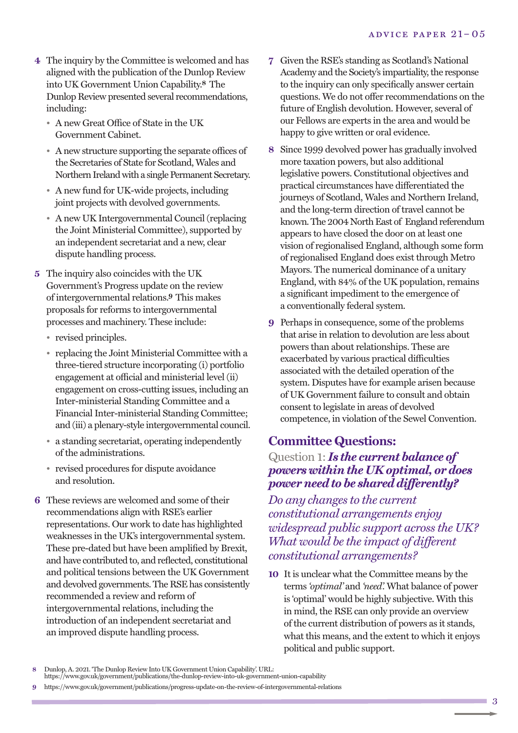4 The inquiry by the Committee is welcomed and has aligned with the publication of the Dunlop Review into UK Government Union Capability.[8] The Dunlop Review presented several recommendations, including:

- A new Great Office of State in the UK Government Cabinet.
- A new structure supporting the separate offices of the Secretaries of State for Scotland, Wales and Northern Ireland with a single Permanent Secretary.
- A new fund for UK-wide projects, including joint projects with devolved governments.
- A new UK Intergovernmental Council (replacing the Joint Ministerial Committee), supported by an independent secretariat and a new, clear dispute handling process.

5 The inquiry also coincides with the UK Government's Progress update on the review of intergovernmental relations.[9] This makes proposals for reforms to intergovernmental processes and machinery. These include:

- revised principles.
- replacing the Joint Ministerial Committee with a three-tiered structure incorporating (i) portfolio engagement at official and ministerial level (ii) engagement on cross-cutting issues, including an Inter-ministerial Standing Committee and a Financial Inter-ministerial Standing Committee; and (iii) a plenary-style intergovernmental council.
- a standing secretariat, operating independently of the administrations.
- revised procedures for dispute avoidance and resolution.

6 These reviews are welcomed and some of their recommendations align with RSE's earlier representations. Our work to date has highlighted weaknesses in the UK's intergovernmental system. These pre-dated but have been amplified by Brexit, and have contributed to, and reflected, constitutional and political tensions between the UK Government and devolved governments. The RSE has consistently recommended a review and reform of intergovernmental relations, including the introduction of an independent secretariat and an improved dispute handling process.

7 Given the RSE's standing as Scotland's National Academy and the Society's impartiality, the response to the inquiry can only specifically answer certain questions. We do not offer recommendations on the future of English devolution. However, several of our Fellows are experts in the area and would be happy to give written or oral evidence.

8 Since 1999 devolved power has gradually involved more taxation powers, but also additional legislative powers. Constitutional objectives and practical circumstances have differentiated the journeys of Scotland, Wales and Northern Ireland, and the long-term direction of travel cannot be known. The 2004 North East of England referendum appears to have closed the door on at least one vision of regionalised England, although some form of regionalised England does exist through Metro Mayors. The numerical dominance of a unitary England, with 84% of the UK population, remains a significant impediment to the emergence of a conventionally federal system.

9 Perhaps in consequence, some of the problems that arise in relation to devolution are less about powers than about relationships. These are exacerbated by various practical difficulties associated with the detailed operation of the system. Disputes have for example arisen because of UK Government failure to consult and obtain consent to legislate in areas of devolved competence, in violation of the Sewel Convention.

## Committee Questions:

### Question 1: *Is the current balance of powers within the UK optimal, or does power need to be shared differently?*

*Do any changes to the current constitutional arrangements enjoy widespread public support across the UK? What would be the impact of different constitutional arrangements?*

10 It is unclear what the Committee means by the terms *'optimal'* and *'need'.* What balance of power is 'optimal' would be highly subjective. With this in mind, the RSE can only provide an overview of the current distribution of powers as it stands, what this means, and the extent to which it enjoys political and public support.

---

8 Dunlop, A. 2021. 'The Dunlop Review Into UK Government Union Capability'. URL: https://www.gov.uk/government/publications/the-dunlop-review-into-uk-government-union-capability

9 https://www.gov.uk/government/publications/progress-update-on-the-review-of-intergovernmental-relations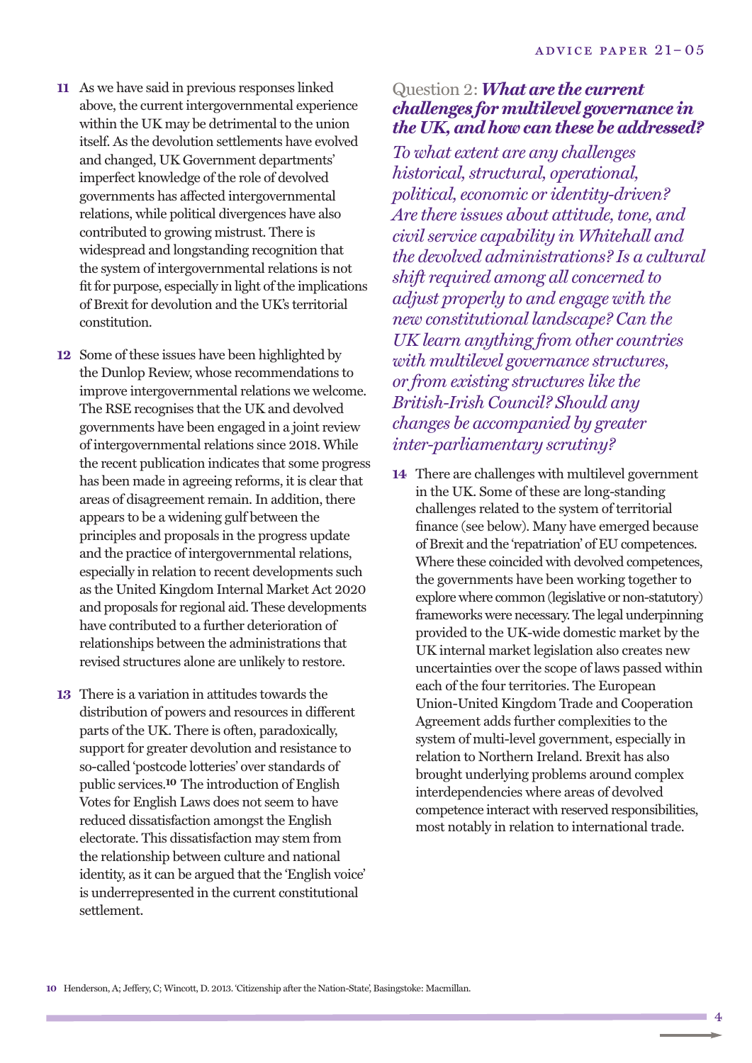**11** As we have said in previous responses linked above, the current intergovernmental experience within the UK may be detrimental to the union itself. As the devolution settlements have evolved and changed, UK Government departments' imperfect knowledge of the role of devolved governments has affected intergovernmental relations, while political divergences have also contributed to growing mistrust. There is widespread and longstanding recognition that the system of intergovernmental relations is not fit for purpose, especially in light of the implications of Brexit for devolution and the UK's territorial constitution.

**12** Some of these issues have been highlighted by the Dunlop Review, whose recommendations to improve intergovernmental relations we welcome. The RSE recognises that the UK and devolved governments have been engaged in a joint review of intergovernmental relations since 2018. While the recent publication indicates that some progress has been made in agreeing reforms, it is clear that areas of disagreement remain. In addition, there appears to be a widening gulf between the principles and proposals in the progress update and the practice of intergovernmental relations, especially in relation to recent developments such as the United Kingdom Internal Market Act 2020 and proposals for regional aid. These developments have contributed to a further deterioration of relationships between the administrations that revised structures alone are unlikely to restore.

**13** There is a variation in attitudes towards the distribution of powers and resources in different parts of the UK. There is often, paradoxically, support for greater devolution and resistance to so-called 'postcode lotteries' over standards of public services.[10] The introduction of English Votes for English Laws does not seem to have reduced dissatisfaction amongst the English electorate. This dissatisfaction may stem from the relationship between culture and national identity, as it can be argued that the 'English voice' is underrepresented in the current constitutional settlement.

## Question 2: ***What are the current challenges for multilevel governance in the UK, and how can these be addressed?***

*To what extent are any challenges historical, structural, operational, political, economic or identity-driven? Are there issues about attitude, tone, and civil service capability in Whitehall and the devolved administrations? Is a cultural shift required among all concerned to adjust properly to and engage with the new constitutional landscape? Can the UK learn anything from other countries with multilevel governance structures, or from existing structures like the British-Irish Council? Should any changes be accompanied by greater inter-parliamentary scrutiny?*

**14** There are challenges with multilevel government in the UK. Some of these are long-standing challenges related to the system of territorial finance (see below). Many have emerged because of Brexit and the 'repatriation' of EU competences. Where these coincided with devolved competences, the governments have been working together to explore where common (legislative or non-statutory) frameworks were necessary. The legal underpinning provided to the UK-wide domestic market by the UK internal market legislation also creates new uncertainties over the scope of laws passed within each of the four territories. The European Union-United Kingdom Trade and Cooperation Agreement adds further complexities to the system of multi-level government, especially in relation to Northern Ireland. Brexit has also brought underlying problems around complex interdependencies where areas of devolved competence interact with reserved responsibilities, most notably in relation to international trade.

---

[10] Henderson, A; Jeffery, C; Wincott, D. 2013. 'Citizenship after the Nation-State', Basingstoke: Macmillan.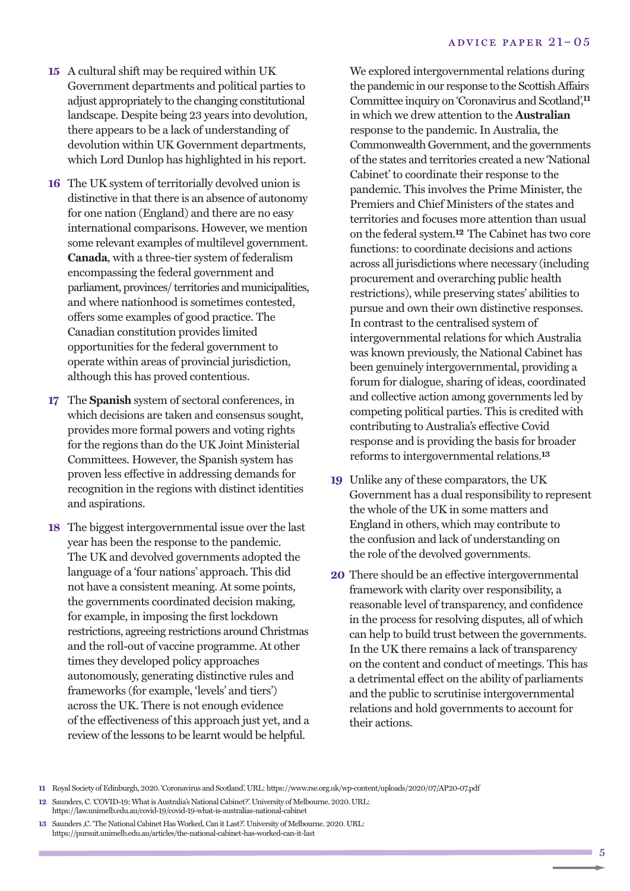**15** A cultural shift may be required within UK Government departments and political parties to adjust appropriately to the changing constitutional landscape. Despite being 23 years into devolution, there appears to be a lack of understanding of devolution within UK Government departments, which Lord Dunlop has highlighted in his report.

**16** The UK system of territorially devolved union is distinctive in that there is an absence of autonomy for one nation (England) and there are no easy international comparisons. However, we mention some relevant examples of multilevel government. **Canada**, with a three-tier system of federalism encompassing the federal government and parliament, provinces/ territories and municipalities, and where nationhood is sometimes contested, offers some examples of good practice. The Canadian constitution provides limited opportunities for the federal government to operate within areas of provincial jurisdiction, although this has proved contentious.

**17** The **Spanish** system of sectoral conferences, in which decisions are taken and consensus sought, provides more formal powers and voting rights for the regions than do the UK Joint Ministerial Committees. However, the Spanish system has proven less effective in addressing demands for recognition in the regions with distinct identities and aspirations.

**18** The biggest intergovernmental issue over the last year has been the response to the pandemic. The UK and devolved governments adopted the language of a 'four nations' approach. This did not have a consistent meaning. At some points, the governments coordinated decision making, for example, in imposing the first lockdown restrictions, agreeing restrictions around Christmas and the roll-out of vaccine programme. At other times they developed policy approaches autonomously, generating distinctive rules and frameworks (for example, 'levels' and tiers') across the UK. There is not enough evidence of the effectiveness of this approach just yet, and a review of the lessons to be learnt would be helpful.

We explored intergovernmental relations during the pandemic in our response to the Scottish Affairs Committee inquiry on 'Coronavirus and Scotland',[11] in which we drew attention to the **Australian** response to the pandemic. In Australia, the Commonwealth Government, and the governments of the states and territories created a new 'National Cabinet' to coordinate their response to the pandemic. This involves the Prime Minister, the Premiers and Chief Ministers of the states and territories and focuses more attention than usual on the federal system.[12] The Cabinet has two core functions: to coordinate decisions and actions across all jurisdictions where necessary (including procurement and overarching public health restrictions), while preserving states' abilities to pursue and own their own distinctive responses. In contrast to the centralised system of intergovernmental relations for which Australia was known previously, the National Cabinet has been genuinely intergovernmental, providing a forum for dialogue, sharing of ideas, coordinated and collective action among governments led by competing political parties. This is credited with contributing to Australia's effective Covid response and is providing the basis for broader reforms to intergovernmental relations.[13]

**19** Unlike any of these comparators, the UK Government has a dual responsibility to represent the whole of the UK in some matters and England in others, which may contribute to the confusion and lack of understanding on the role of the devolved governments.

**20** There should be an effective intergovernmental framework with clarity over responsibility, a reasonable level of transparency, and confidence in the process for resolving disputes, all of which can help to build trust between the governments. In the UK there remains a lack of transparency on the content and conduct of meetings. This has a detrimental effect on the ability of parliaments and the public to scrutinise intergovernmental relations and hold governments to account for their actions.

---

11 Royal Society of Edinburgh, 2020. 'Coronavirus and Scotland'. URL: https://www.rse.org.uk/wp-content/uploads/2020/07/AP20-07.pdf

12 Saunders, C. 'COVID-19: What is Australia's National Cabinet?'. University of Melbourne. 2020. URL: https://law.unimelb.edu.au/covid-19/covid-19-what-is-australias-national-cabinet

13 Saunders ,C. 'The National Cabinet Has Worked, Can it Last?'. University of Melbourne. 2020. URL: https://pursuit.unimelb.edu.au/articles/the-national-cabinet-has-worked-can-it-last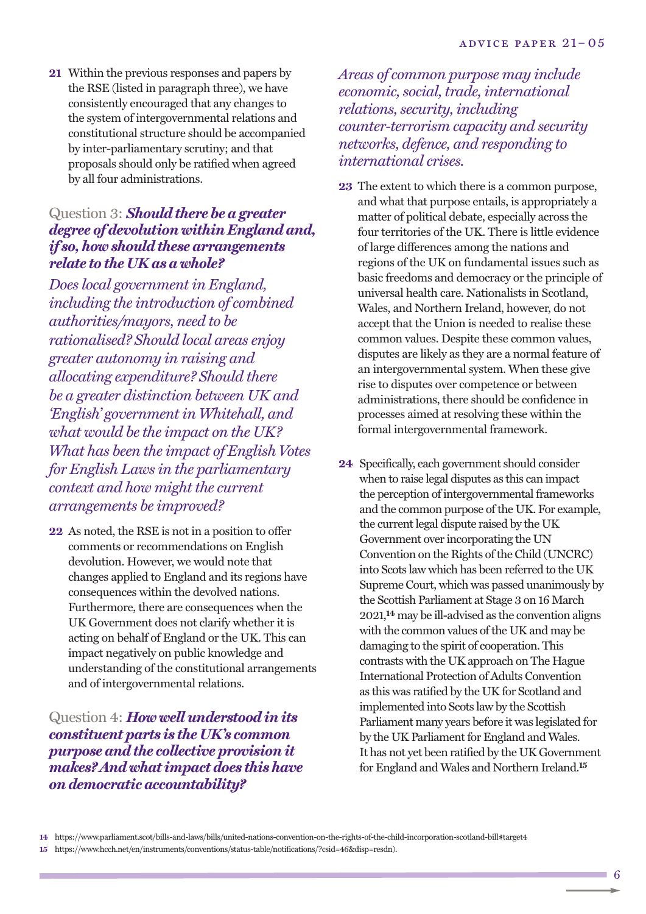**21** Within the previous responses and papers by the RSE (listed in paragraph three), we have consistently encouraged that any changes to the system of intergovernmental relations and constitutional structure should be accompanied by inter-parliamentary scrutiny; and that proposals should only be ratified when agreed by all four administrations.

### Question 3: ***Should there be a greater degree of devolution within England and, if so, how should these arrangements relate to the UK as a whole?***

*Does local government in England, including the introduction of combined authorities/mayors, need to be rationalised? Should local areas enjoy greater autonomy in raising and allocating expenditure? Should there be a greater distinction between UK and 'English' government in Whitehall, and what would be the impact on the UK? What has been the impact of English Votes for English Laws in the parliamentary context and how might the current arrangements be improved?*

**22** As noted, the RSE is not in a position to offer comments or recommendations on English devolution. However, we would note that changes applied to England and its regions have consequences within the devolved nations. Furthermore, there are consequences when the UK Government does not clarify whether it is acting on behalf of England or the UK. This can impact negatively on public knowledge and understanding of the constitutional arrangements and of intergovernmental relations.

### Question 4: ***How well understood in its constituent parts is the UK's common purpose and the collective provision it makes? And what impact does this have on democratic accountability?***

*Areas of common purpose may include economic, social, trade, international relations, security, including counter-terrorism capacity and security networks, defence, and responding to international crises.*

**23** The extent to which there is a common purpose, and what that purpose entails, is appropriately a matter of political debate, especially across the four territories of the UK. There is little evidence of large differences among the nations and regions of the UK on fundamental issues such as basic freedoms and democracy or the principle of universal health care. Nationalists in Scotland, Wales, and Northern Ireland, however, do not accept that the Union is needed to realise these common values. Despite these common values, disputes are likely as they are a normal feature of an intergovernmental system. When these give rise to disputes over competence or between administrations, there should be confidence in processes aimed at resolving these within the formal intergovernmental framework.

**24** Specifically, each government should consider when to raise legal disputes as this can impact the perception of intergovernmental frameworks and the common purpose of the UK. For example, the current legal dispute raised by the UK Government over incorporating the UN Convention on the Rights of the Child (UNCRC) into Scots law which has been referred to the UK Supreme Court, which was passed unanimously by the Scottish Parliament at Stage 3 on 16 March 2021,[14] may be ill-advised as the convention aligns with the common values of the UK and may be damaging to the spirit of cooperation. This contrasts with the UK approach on The Hague International Protection of Adults Convention as this was ratified by the UK for Scotland and implemented into Scots law by the Scottish Parliament many years before it was legislated for by the UK Parliament for England and Wales. It has not yet been ratified by the UK Government for England and Wales and Northern Ireland.[15]

---

**14** https://www.parliament.scot/bills-and-laws/bills/united-nations-convention-on-the-rights-of-the-child-incorporation-scotland-bill#target4

**15** https://www.hcch.net/en/instruments/conventions/status-table/notifications/?csid=46&disp=resdn).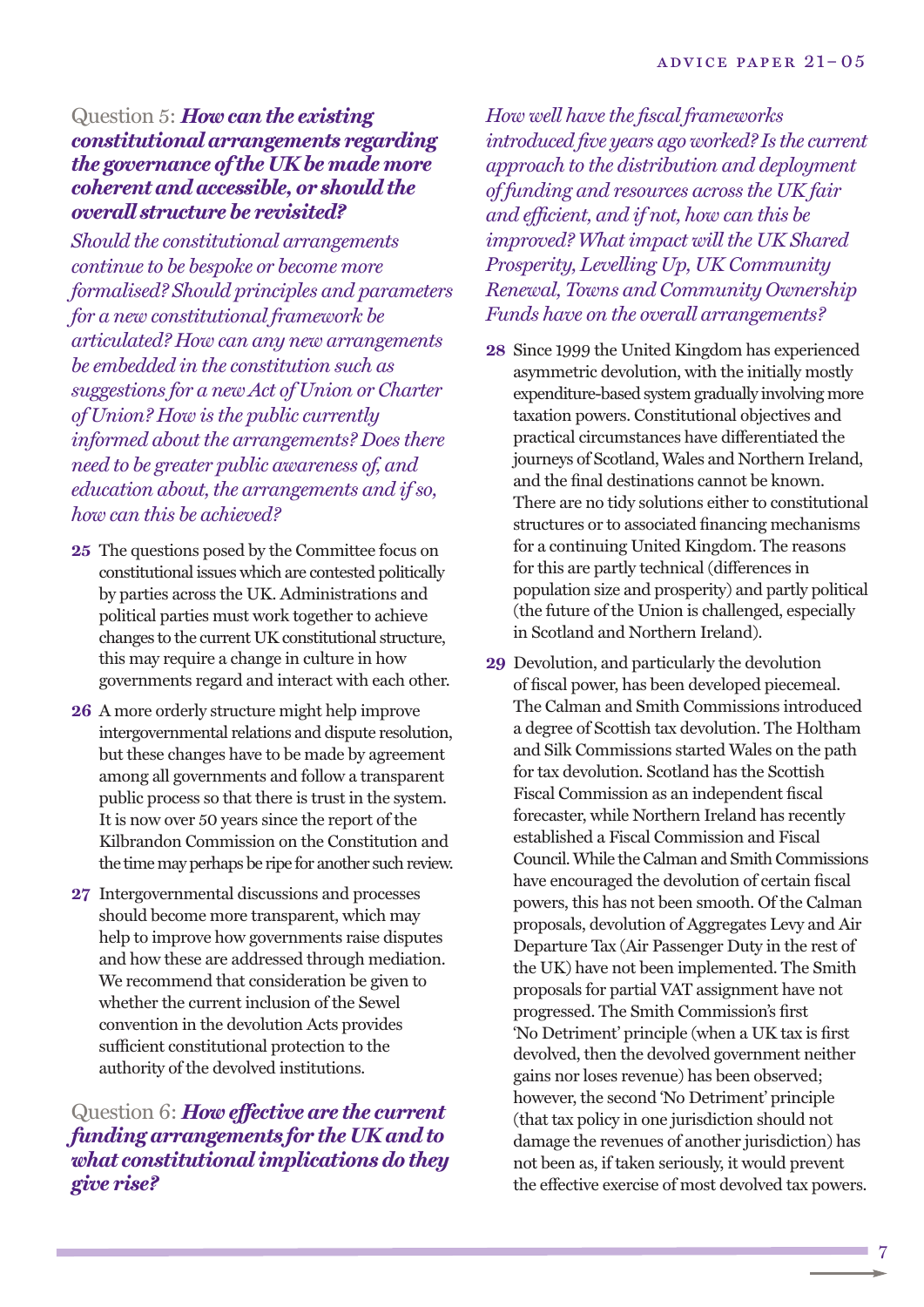## Question 5: *How can the existing constitutional arrangements regarding the governance of the UK be made more coherent and accessible, or should the overall structure be revisited?*

*Should the constitutional arrangements continue to be bespoke or become more formalised? Should principles and parameters for a new constitutional framework be articulated? How can any new arrangements be embedded in the constitution such as suggestions for a new Act of Union or Charter of Union? How is the public currently informed about the arrangements? Does there need to be greater public awareness of, and education about, the arrangements and if so, how can this be achieved?*

**25** The questions posed by the Committee focus on constitutional issues which are contested politically by parties across the UK. Administrations and political parties must work together to achieve changes to the current UK constitutional structure, this may require a change in culture in how governments regard and interact with each other.

**26** A more orderly structure might help improve intergovernmental relations and dispute resolution, but these changes have to be made by agreement among all governments and follow a transparent public process so that there is trust in the system. It is now over 50 years since the report of the Kilbrandon Commission on the Constitution and the time may perhaps be ripe for another such review.

**27** Intergovernmental discussions and processes should become more transparent, which may help to improve how governments raise disputes and how these are addressed through mediation. We recommend that consideration be given to whether the current inclusion of the Sewel convention in the devolution Acts provides sufficient constitutional protection to the authority of the devolved institutions.

## Question 6: *How effective are the current funding arrangements for the UK and to what constitutional implications do they give rise?*

*How well have the fiscal frameworks introduced five years ago worked? Is the current approach to the distribution and deployment of funding and resources across the UK fair and efficient, and if not, how can this be improved? What impact will the UK Shared Prosperity, Levelling Up, UK Community Renewal, Towns and Community Ownership Funds have on the overall arrangements?*

**28** Since 1999 the United Kingdom has experienced asymmetric devolution, with the initially mostly expenditure-based system gradually involving more taxation powers. Constitutional objectives and practical circumstances have differentiated the journeys of Scotland, Wales and Northern Ireland, and the final destinations cannot be known. There are no tidy solutions either to constitutional structures or to associated financing mechanisms for a continuing United Kingdom. The reasons for this are partly technical (differences in population size and prosperity) and partly political (the future of the Union is challenged, especially in Scotland and Northern Ireland).

**29** Devolution, and particularly the devolution of fiscal power, has been developed piecemeal. The Calman and Smith Commissions introduced a degree of Scottish tax devolution. The Holtham and Silk Commissions started Wales on the path for tax devolution. Scotland has the Scottish Fiscal Commission as an independent fiscal forecaster, while Northern Ireland has recently established a Fiscal Commission and Fiscal Council. While the Calman and Smith Commissions have encouraged the devolution of certain fiscal powers, this has not been smooth. Of the Calman proposals, devolution of Aggregates Levy and Air Departure Tax (Air Passenger Duty in the rest of the UK) have not been implemented. The Smith proposals for partial VAT assignment have not progressed. The Smith Commission's first 'No Detriment' principle (when a UK tax is first devolved, then the devolved government neither gains nor loses revenue) has been observed; however, the second 'No Detriment' principle (that tax policy in one jurisdiction should not damage the revenues of another jurisdiction) has not been as, if taken seriously, it would prevent the effective exercise of most devolved tax powers.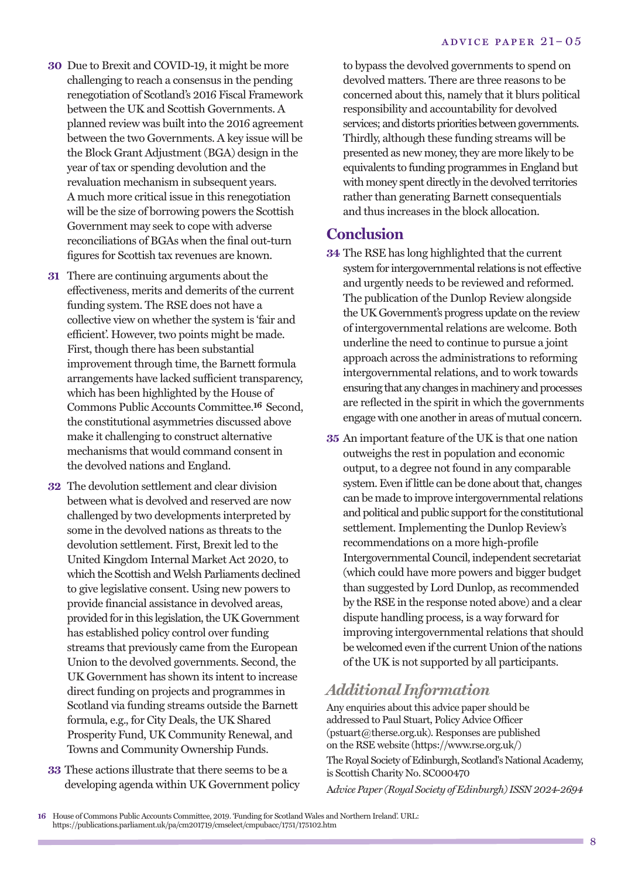**30** Due to Brexit and COVID-19, it might be more challenging to reach a consensus in the pending renegotiation of Scotland's 2016 Fiscal Framework between the UK and Scottish Governments. A planned review was built into the 2016 agreement between the two Governments. A key issue will be the Block Grant Adjustment (BGA) design in the year of tax or spending devolution and the revaluation mechanism in subsequent years. A much more critical issue in this renegotiation will be the size of borrowing powers the Scottish Government may seek to cope with adverse reconciliations of BGAs when the final out-turn figures for Scottish tax revenues are known.

**31** There are continuing arguments about the effectiveness, merits and demerits of the current funding system. The RSE does not have a collective view on whether the system is 'fair and efficient'. However, two points might be made. First, though there has been substantial improvement through time, the Barnett formula arrangements have lacked sufficient transparency, which has been highlighted by the House of Commons Public Accounts Committee.[16] Second, the constitutional asymmetries discussed above make it challenging to construct alternative mechanisms that would command consent in the devolved nations and England.

**32** The devolution settlement and clear division between what is devolved and reserved are now challenged by two developments interpreted by some in the devolved nations as threats to the devolution settlement. First, Brexit led to the United Kingdom Internal Market Act 2020, to which the Scottish and Welsh Parliaments declined to give legislative consent. Using new powers to provide financial assistance in devolved areas, provided for in this legislation, the UK Government has established policy control over funding streams that previously came from the European Union to the devolved governments. Second, the UK Government has shown its intent to increase direct funding on projects and programmes in Scotland via funding streams outside the Barnett formula, e.g., for City Deals, the UK Shared Prosperity Fund, UK Community Renewal, and Towns and Community Ownership Funds.

**33** These actions illustrate that there seems to be a developing agenda within UK Government policy to bypass the devolved governments to spend on devolved matters. There are three reasons to be concerned about this, namely that it blurs political responsibility and accountability for devolved services; and distorts priorities between governments. Thirdly, although these funding streams will be presented as new money, they are more likely to be equivalents to funding programmes in England but with money spent directly in the devolved territories rather than generating Barnett consequentials and thus increases in the block allocation.

## Conclusion

**34** The RSE has long highlighted that the current system for intergovernmental relations is not effective and urgently needs to be reviewed and reformed. The publication of the Dunlop Review alongside the UK Government's progress update on the review of intergovernmental relations are welcome. Both underline the need to continue to pursue a joint approach across the administrations to reforming intergovernmental relations, and to work towards ensuring that any changes in machinery and processes are reflected in the spirit in which the governments engage with one another in areas of mutual concern.

**35** An important feature of the UK is that one nation outweighs the rest in population and economic output, to a degree not found in any comparable system. Even if little can be done about that, changes can be made to improve intergovernmental relations and political and public support for the constitutional settlement. Implementing the Dunlop Review's recommendations on a more high-profile Intergovernmental Council, independent secretariat (which could have more powers and bigger budget than suggested by Lord Dunlop, as recommended by the RSE in the response noted above) and a clear dispute handling process, is a way forward for improving intergovernmental relations that should be welcomed even if the current Union of the nations of the UK is not supported by all participants.

## *Additional Information*

Any enquiries about this advice paper should be addressed to Paul Stuart, Policy Advice Officer (pstuart@therse.org.uk). Responses are published on the RSE website (https://www.rse.org.uk/)

The Royal Society of Edinburgh, Scotland's National Academy, is Scottish Charity No. SC000470

*Advice Paper (Royal Society of Edinburgh) ISSN 2024-2694*

**16** House of Commons Public Accounts Committee, 2019. 'Funding for Scotland Wales and Northern Ireland'. URL: https://publications.parliament.uk/pa/cm201719/cmselect/cmpubacc/1751/175102.htm